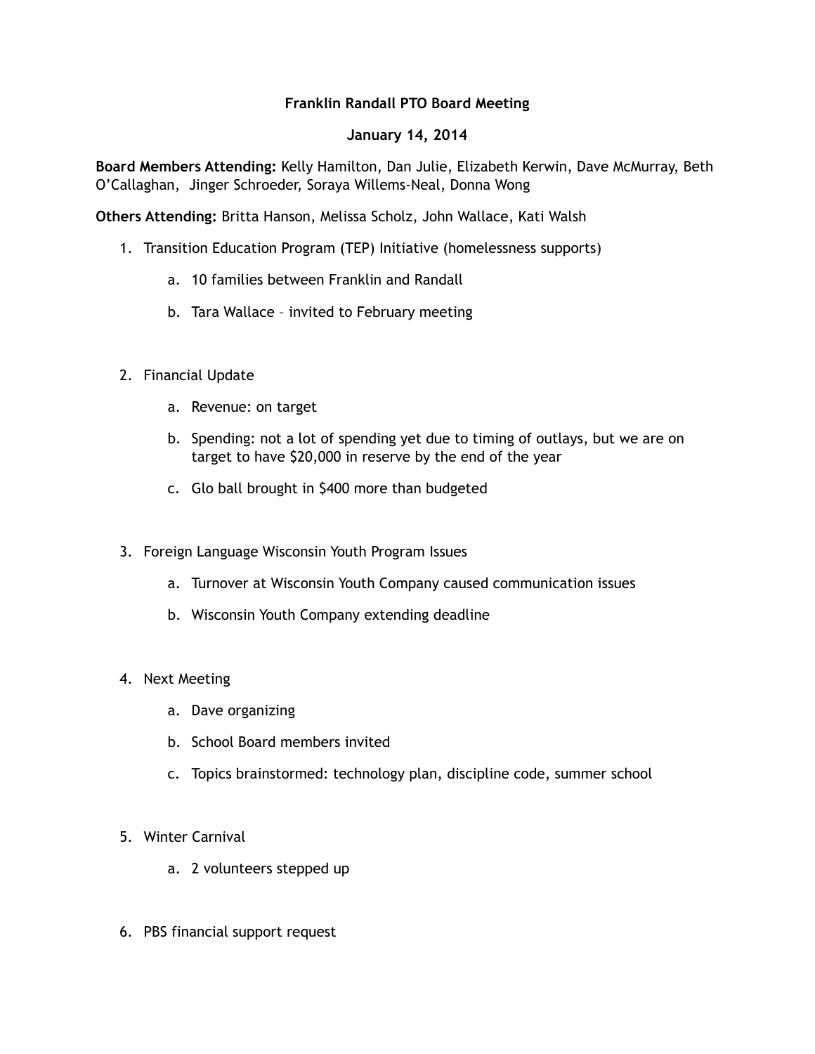# Franklin Randall PTO Board Meeting

## January 14, 2014

**Board Members Attending:** Kelly Hamilton, Dan Julie, Elizabeth Kerwin, Dave McMurray, Beth O'Callaghan, Jinger Schroeder, Soraya Willems-Neal, Donna Wong

**Others Attending:** Britta Hanson, Melissa Scholz, John Wallace, Kati Walsh

1. Transition Education Program (TEP) Initiative (homelessness supports)
   a. 10 families between Franklin and Randall
   b. Tara Wallace – invited to February meeting

2. Financial Update
   a. Revenue: on target
   b. Spending: not a lot of spending yet due to timing of outlays, but we are on target to have $20,000 in reserve by the end of the year
   c. Glo ball brought in $400 more than budgeted

3. Foreign Language Wisconsin Youth Program Issues
   a. Turnover at Wisconsin Youth Company caused communication issues
   b. Wisconsin Youth Company extending deadline

4. Next Meeting
   a. Dave organizing
   b. School Board members invited
   c. Topics brainstormed: technology plan, discipline code, summer school

5. Winter Carnival
   a. 2 volunteers stepped up

6. PBS financial support request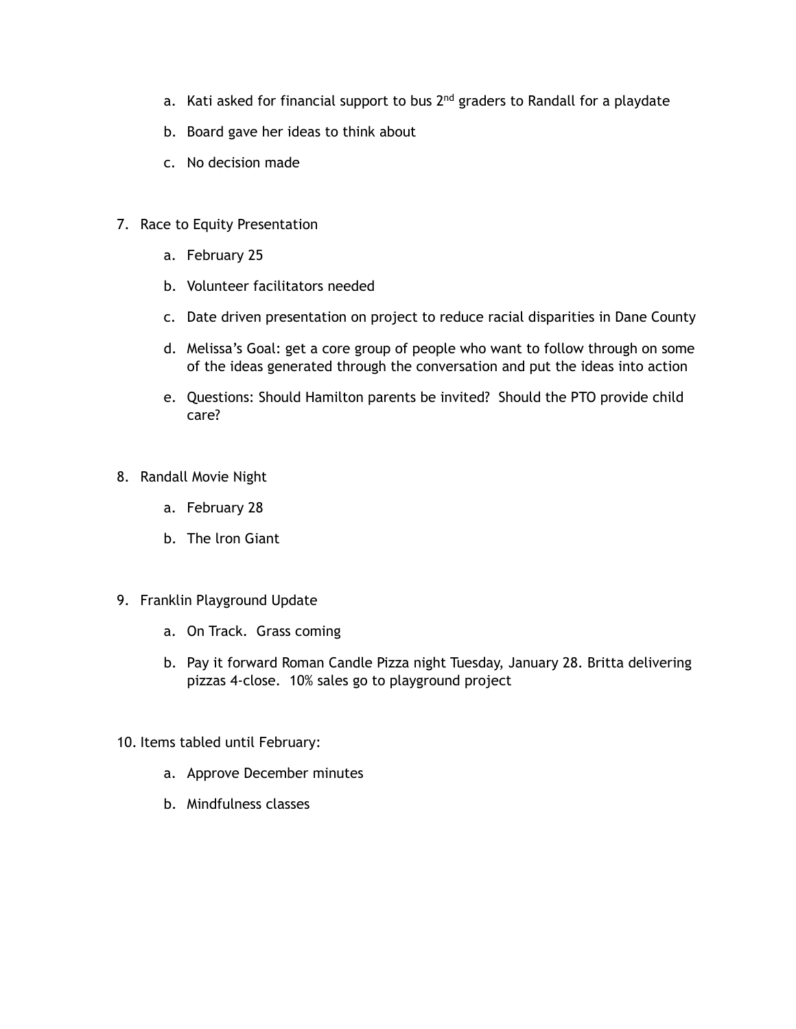a. Kati asked for financial support to bus 2nd graders to Randall for a playdate

b. Board gave her ideas to think about

c. No decision made

7. Race to Equity Presentation

    a. February 25

    b. Volunteer facilitators needed

    c. Date driven presentation on project to reduce racial disparities in Dane County

    d. Melissa's Goal: get a core group of people who want to follow through on some of the ideas generated through the conversation and put the ideas into action

    e. Questions: Should Hamilton parents be invited? Should the PTO provide child care?

8. Randall Movie Night

    a. February 28

    b. The Iron Giant

9. Franklin Playground Update

    a. On Track. Grass coming

    b. Pay it forward Roman Candle Pizza night Tuesday, January 28. Britta delivering pizzas 4-close. 10% sales go to playground project

10. Items tabled until February:

    a. Approve December minutes

    b. Mindfulness classes